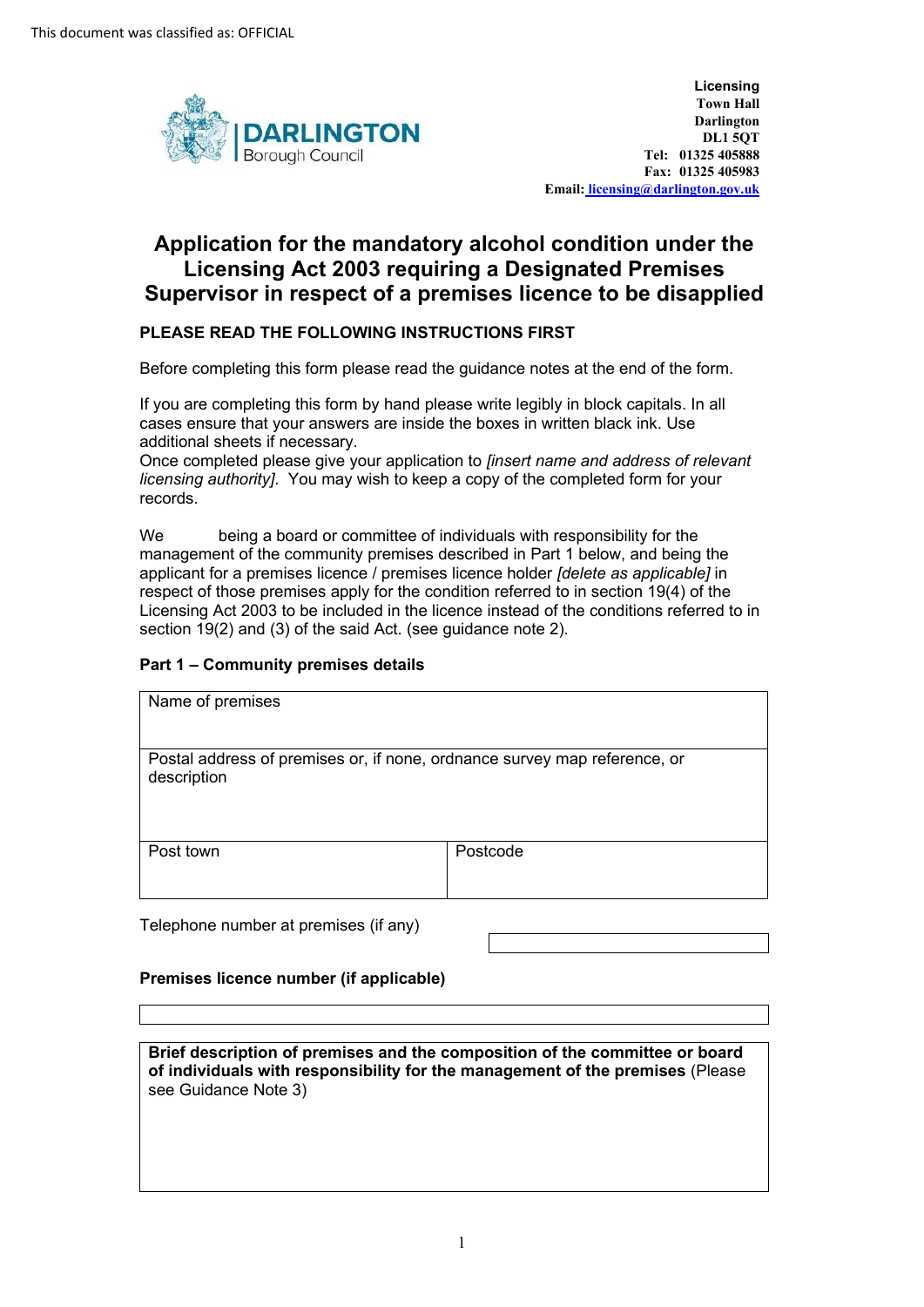This document was classified as: OFFICIAL

**Licensing**
**Town Hall**
**Darlington**
**DL1 5QT**
**Tel: 01325 405888**
**Fax: 01325 405983**
**Email: licensing@darlington.gov.uk**

# Application for the mandatory alcohol condition under the Licensing Act 2003 requiring a Designated Premises Supervisor in respect of a premises licence to be disapplied

**PLEASE READ THE FOLLOWING INSTRUCTIONS FIRST**

Before completing this form please read the guidance notes at the end of the form.

If you are completing this form by hand please write legibly in block capitals. In all cases ensure that your answers are inside the boxes in written black ink. Use additional sheets if necessary.
Once completed please give your application to *[insert name and address of relevant licensing authority]*. You may wish to keep a copy of the completed form for your records.

We being a board or committee of individuals with responsibility for the management of the community premises described in Part 1 below, and being the applicant for a premises licence / premises licence holder *[delete as applicable]* in respect of those premises apply for the condition referred to in section 19(4) of the Licensing Act 2003 to be included in the licence instead of the conditions referred to in section 19(2) and (3) of the said Act. (see guidance note 2).

**Part 1 – Community premises details**

| Name of premises | |
|---|---|
| Postal address of premises or, if none, ordnance survey map reference, or description | |
| Post town | Postcode |

Telephone number at premises (if any)

**Premises licence number (if applicable)**

**Brief description of premises and the composition of the committee or board of individuals with responsibility for the management of the premises** (Please see Guidance Note 3)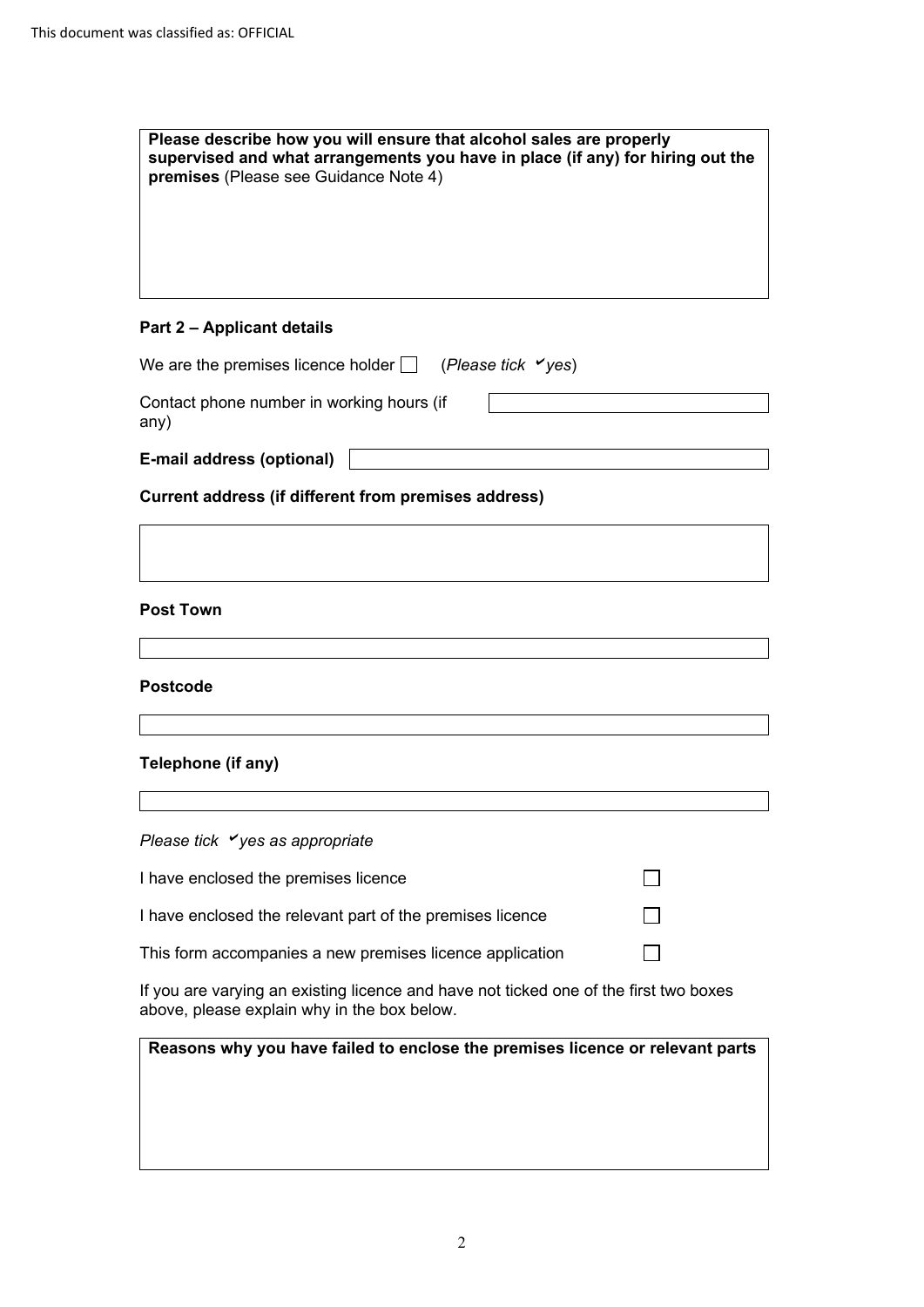This document was classified as: OFFICIAL

**Please describe how you will ensure that alcohol sales are properly supervised and what arrangements you have in place (if any) for hiring out the premises** (Please see Guidance Note 4)

## Part 2 – Applicant details

We are the premises licence holder ☐ (*Please tick ✓yes*)

Contact phone number in working hours (if any)

**E-mail address (optional)**

**Current address (if different from premises address)**

**Post Town**

**Postcode**

**Telephone (if any)**

*Please tick ✓yes as appropriate*

I have enclosed the premises licence ☐

I have enclosed the relevant part of the premises licence ☐

This form accompanies a new premises licence application ☐

If you are varying an existing licence and have not ticked one of the first two boxes above, please explain why in the box below.

**Reasons why you have failed to enclose the premises licence or relevant parts**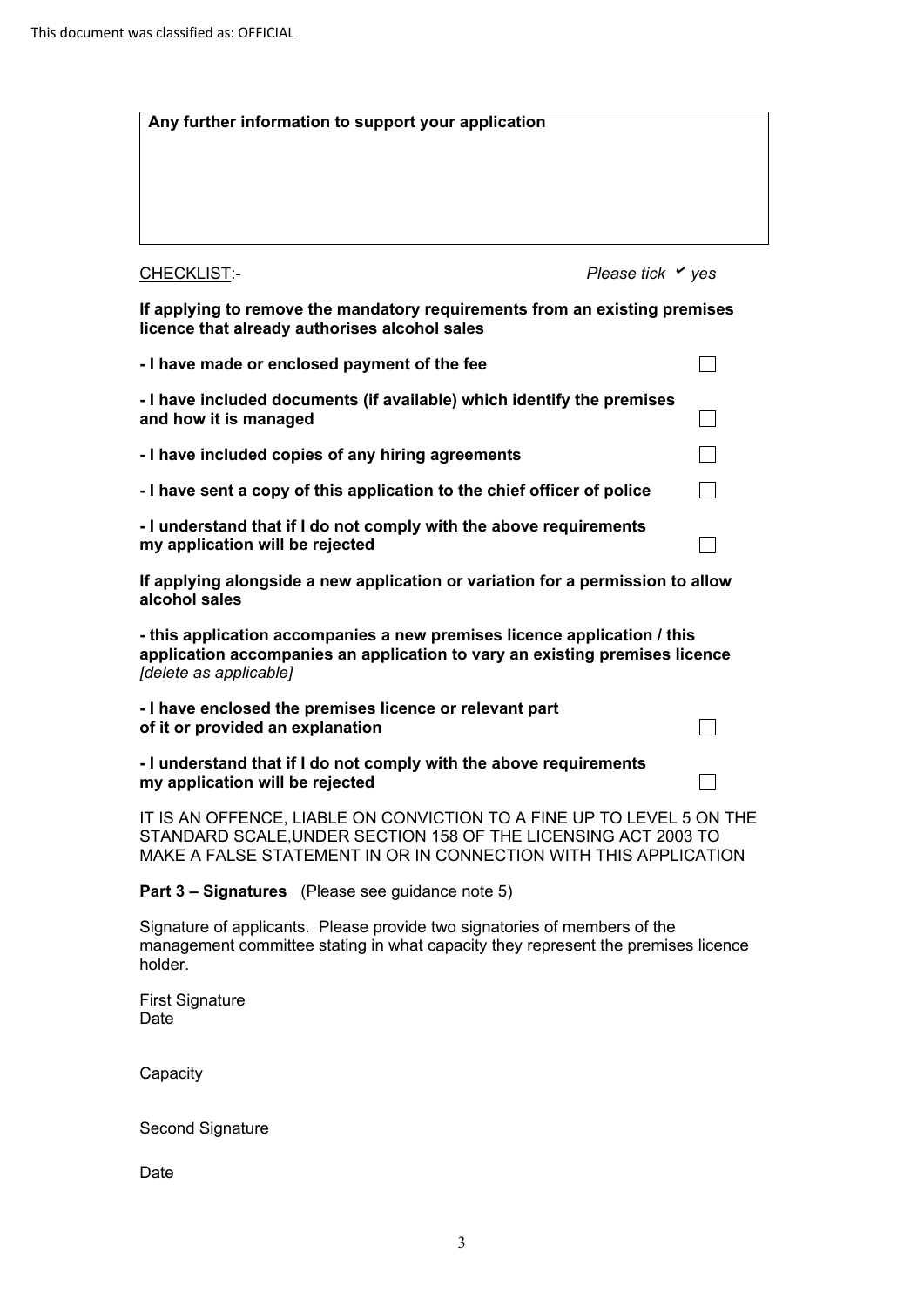| Any further information to support your application |
| --- |
| |

CHECKLIST:- *Please tick ✔ yes*

**If applying to remove the mandatory requirements from an existing premises licence that already authorises alcohol sales**

**- I have made or enclosed payment of the fee** ☐

**- I have included documents (if available) which identify the premises and how it is managed** ☐

**- I have included copies of any hiring agreements** ☐

**- I have sent a copy of this application to the chief officer of police** ☐

**- I understand that if I do not comply with the above requirements my application will be rejected** ☐

**If applying alongside a new application or variation for a permission to allow alcohol sales**

**- this application accompanies a new premises licence application / this application accompanies an application to vary an existing premises licence** *[delete as applicable]*

**- I have enclosed the premises licence or relevant part of it or provided an explanation** ☐

**- I understand that if I do not comply with the above requirements my application will be rejected** ☐

IT IS AN OFFENCE, LIABLE ON CONVICTION TO A FINE UP TO LEVEL 5 ON THE STANDARD SCALE,UNDER SECTION 158 OF THE LICENSING ACT 2003 TO MAKE A FALSE STATEMENT IN OR IN CONNECTION WITH THIS APPLICATION

**Part 3 – Signatures** (Please see guidance note 5)

Signature of applicants. Please provide two signatories of members of the management committee stating in what capacity they represent the premises licence holder.

First Signature
Date

Capacity

Second Signature

Date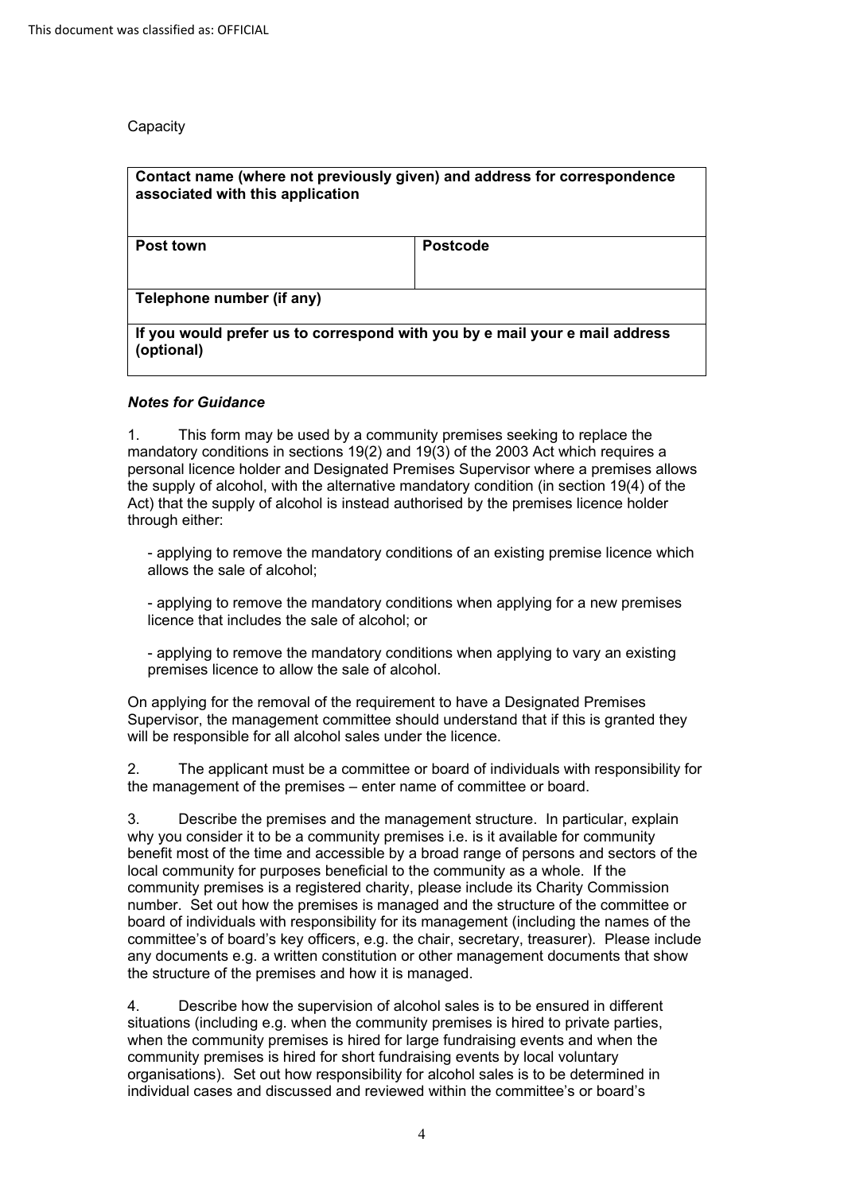Capacity

| Contact name (where not previously given) and address for correspondence associated with this application | |
|---|---|
| **Post town** | **Postcode** |
| **Telephone number (if any)** | |
| **If you would prefer us to correspond with you by e mail your e mail address (optional)** | |

***Notes for Guidance***

1. This form may be used by a community premises seeking to replace the mandatory conditions in sections 19(2) and 19(3) of the 2003 Act which requires a personal licence holder and Designated Premises Supervisor where a premises allows the supply of alcohol, with the alternative mandatory condition (in section 19(4) of the Act) that the supply of alcohol is instead authorised by the premises licence holder through either:

   - applying to remove the mandatory conditions of an existing premise licence which allows the sale of alcohol;

   - applying to remove the mandatory conditions when applying for a new premises licence that includes the sale of alcohol; or

   - applying to remove the mandatory conditions when applying to vary an existing premises licence to allow the sale of alcohol.

On applying for the removal of the requirement to have a Designated Premises Supervisor, the management committee should understand that if this is granted they will be responsible for all alcohol sales under the licence.

2. The applicant must be a committee or board of individuals with responsibility for the management of the premises – enter name of committee or board.

3. Describe the premises and the management structure. In particular, explain why you consider it to be a community premises i.e. is it available for community benefit most of the time and accessible by a broad range of persons and sectors of the local community for purposes beneficial to the community as a whole. If the community premises is a registered charity, please include its Charity Commission number. Set out how the premises is managed and the structure of the committee or board of individuals with responsibility for its management (including the names of the committee's of board's key officers, e.g. the chair, secretary, treasurer). Please include any documents e.g. a written constitution or other management documents that show the structure of the premises and how it is managed.

4. Describe how the supervision of alcohol sales is to be ensured in different situations (including e.g. when the community premises is hired to private parties, when the community premises is hired for large fundraising events and when the community premises is hired for short fundraising events by local voluntary organisations). Set out how responsibility for alcohol sales is to be determined in individual cases and discussed and reviewed within the committee's or board's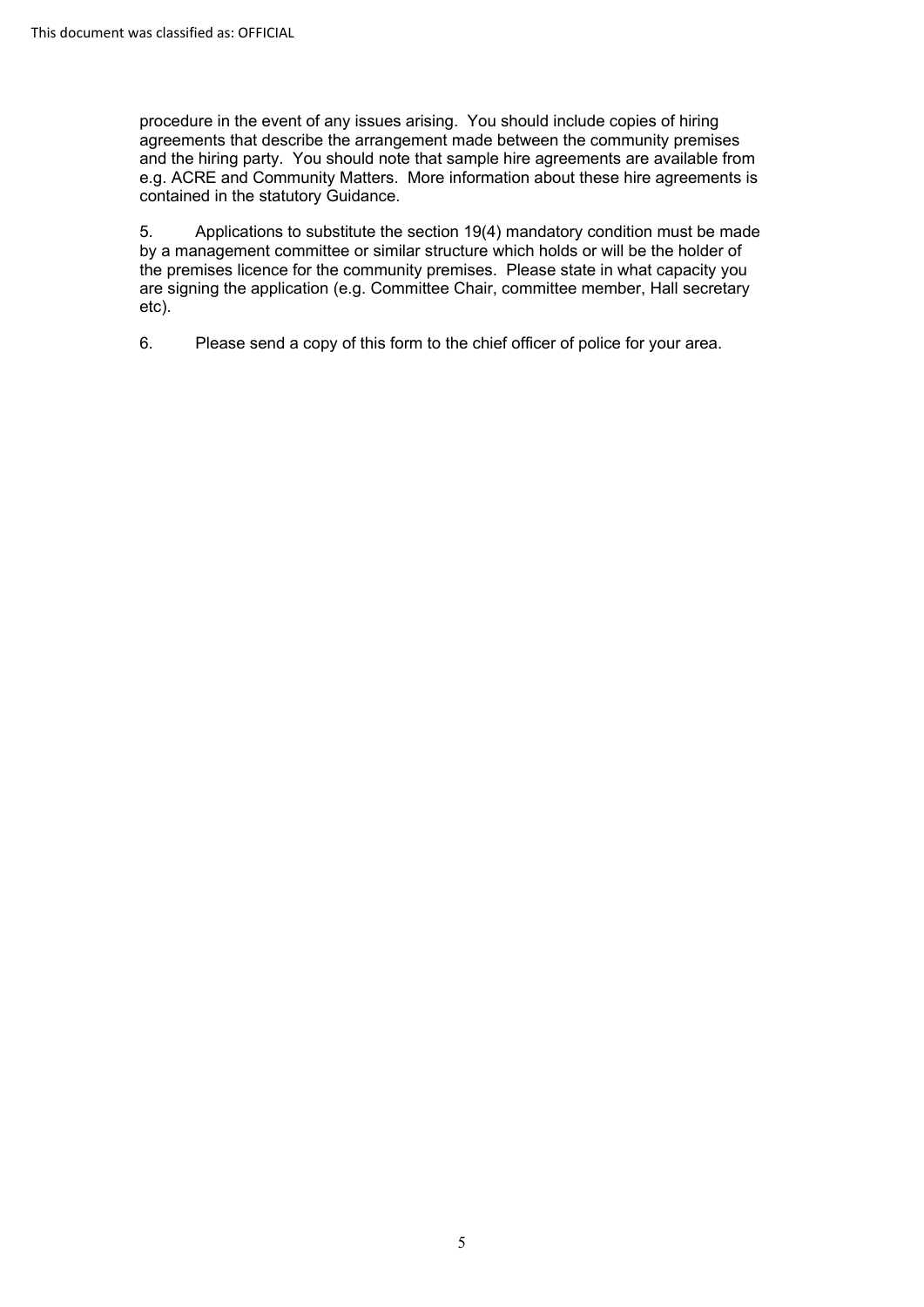procedure in the event of any issues arising. You should include copies of hiring agreements that describe the arrangement made between the community premises and the hiring party. You should note that sample hire agreements are available from e.g. ACRE and Community Matters. More information about these hire agreements is contained in the statutory Guidance.

5. Applications to substitute the section 19(4) mandatory condition must be made by a management committee or similar structure which holds or will be the holder of the premises licence for the community premises. Please state in what capacity you are signing the application (e.g. Committee Chair, committee member, Hall secretary etc).

6. Please send a copy of this form to the chief officer of police for your area.